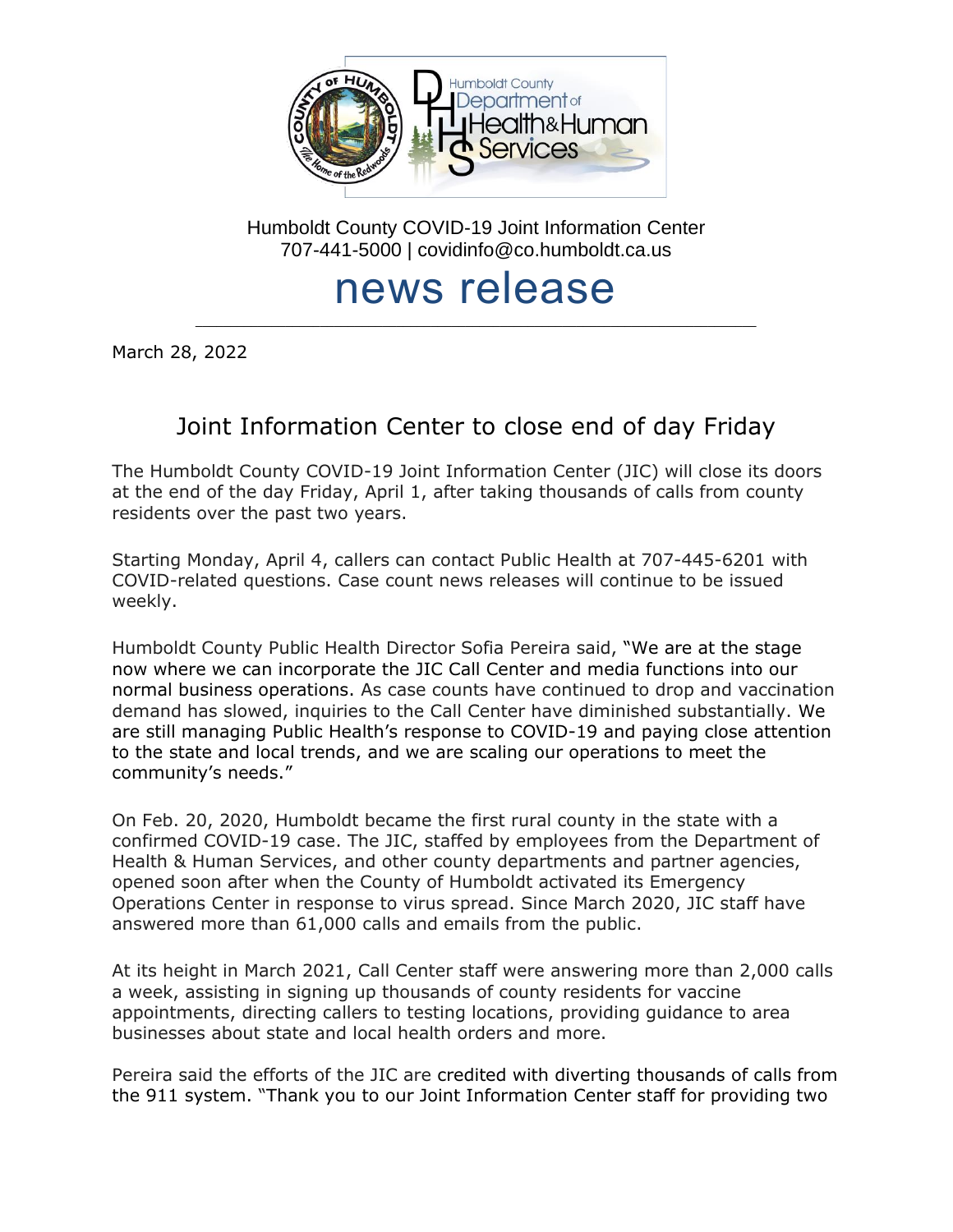Humboldt County COVID-19 Joint Information Center
707-441-5000 | covidinfo@co.humboldt.ca.us

# news release

March 28, 2022

## Joint Information Center to close end of day Friday

The Humboldt County COVID-19 Joint Information Center (JIC) will close its doors at the end of the day Friday, April 1, after taking thousands of calls from county residents over the past two years.

Starting Monday, April 4, callers can contact Public Health at 707-445-6201 with COVID-related questions. Case count news releases will continue to be issued weekly.

Humboldt County Public Health Director Sofia Pereira said, "We are at the stage now where we can incorporate the JIC Call Center and media functions into our normal business operations. As case counts have continued to drop and vaccination demand has slowed, inquiries to the Call Center have diminished substantially. We are still managing Public Health's response to COVID-19 and paying close attention to the state and local trends, and we are scaling our operations to meet the community's needs."

On Feb. 20, 2020, Humboldt became the first rural county in the state with a confirmed COVID-19 case. The JIC, staffed by employees from the Department of Health & Human Services, and other county departments and partner agencies, opened soon after when the County of Humboldt activated its Emergency Operations Center in response to virus spread. Since March 2020, JIC staff have answered more than 61,000 calls and emails from the public.

At its height in March 2021, Call Center staff were answering more than 2,000 calls a week, assisting in signing up thousands of county residents for vaccine appointments, directing callers to testing locations, providing guidance to area businesses about state and local health orders and more.

Pereira said the efforts of the JIC are credited with diverting thousands of calls from the 911 system. "Thank you to our Joint Information Center staff for providing two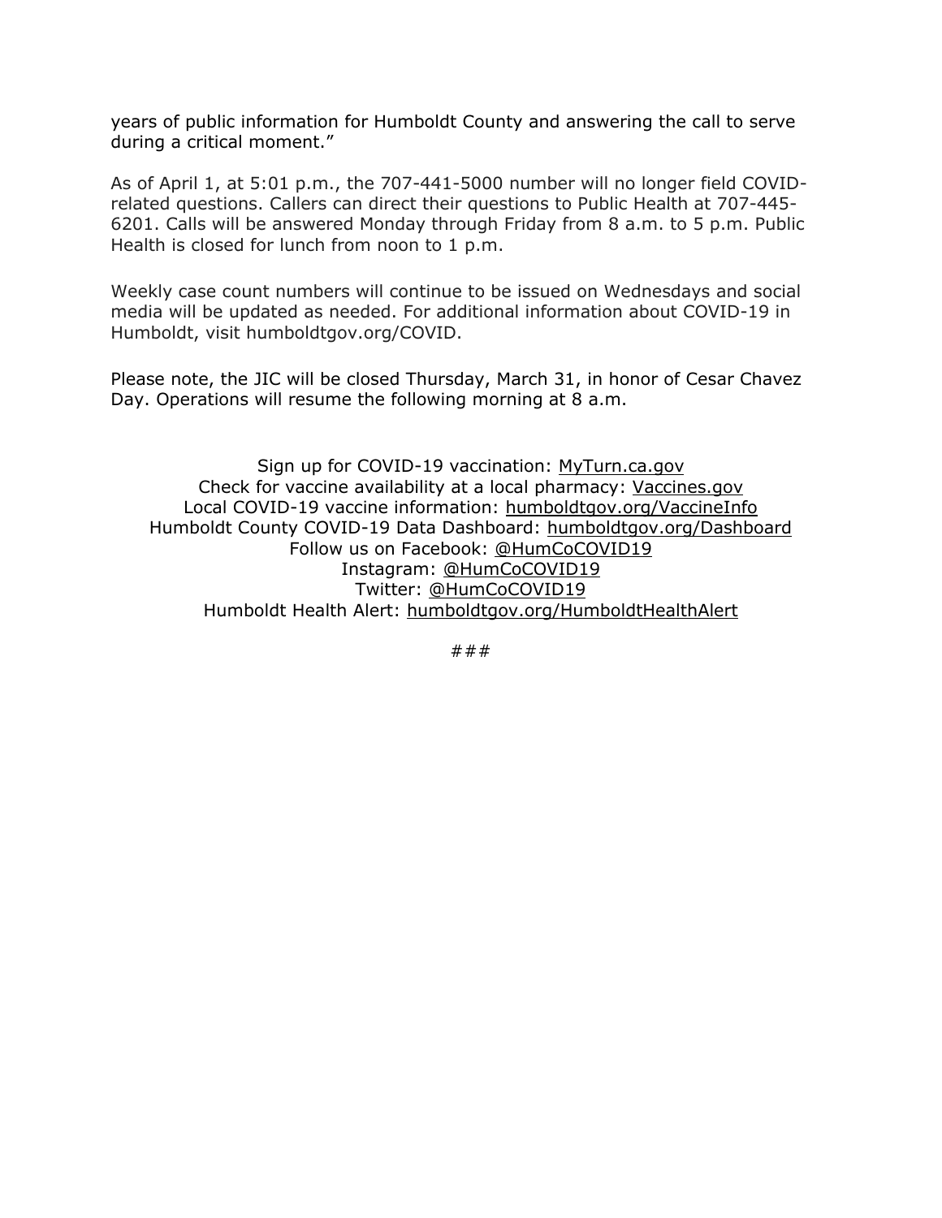years of public information for Humboldt County and answering the call to serve during a critical moment."

As of April 1, at 5:01 p.m., the 707-441-5000 number will no longer field COVID-related questions. Callers can direct their questions to Public Health at 707-445-6201. Calls will be answered Monday through Friday from 8 a.m. to 5 p.m. Public Health is closed for lunch from noon to 1 p.m.

Weekly case count numbers will continue to be issued on Wednesdays and social media will be updated as needed. For additional information about COVID-19 in Humboldt, visit humboldtgov.org/COVID.

Please note, the JIC will be closed Thursday, March 31, in honor of Cesar Chavez Day. Operations will resume the following morning at 8 a.m.

Sign up for COVID-19 vaccination: MyTurn.ca.gov
Check for vaccine availability at a local pharmacy: Vaccines.gov
Local COVID-19 vaccine information: humboldtgov.org/VaccineInfo
Humboldt County COVID-19 Data Dashboard: humboldtgov.org/Dashboard
Follow us on Facebook: @HumCoCOVID19
Instagram: @HumCoCOVID19
Twitter: @HumCoCOVID19
Humboldt Health Alert: humboldtgov.org/HumboldtHealthAlert

###